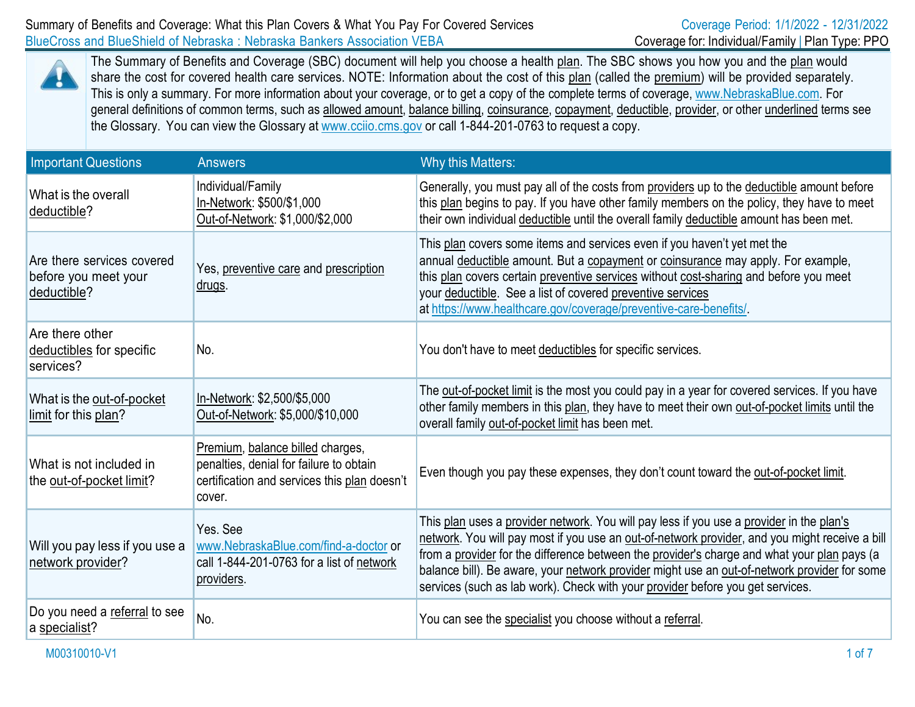Summary of Benefits and Coverage: What this Plan Covers & What You Pay For Covered Services

BlueCross and BlueShield of Nebraska : Nebraska Bankers Association VEBA

Coverage Period: 1/1/2022 - 12/31/2022

Coverage for: Individual/Family | Plan Type: PPO

The Summary of Benefits and Coverage (SBC) document will help you choose a health plan. The SBC shows you how you and the plan would share the cost for covered health care services. NOTE: Information about the cost of this plan (called the premium) will be provided separately. This is only a summary. For more information about your coverage, or to get a copy of the complete terms of coverage, www.NebraskaBlue.com. For general definitions of common terms, such as allowed amount, balance billing, coinsurance, copayment, deductible, provider, or other underlined terms see the Glossary. You can view the Glossary at www.cciio.cms.gov or call 1-844-201-0763 to request a copy.

| Important Questions | Answers | Why this Matters: |
|---|---|---|
| What is the overall deductible? | Individual/Family<br>In-Network: $500/$1,000<br>Out-of-Network: $1,000/$2,000 | Generally, you must pay all of the costs from providers up to the deductible amount before this plan begins to pay. If you have other family members on the policy, they have to meet their own individual deductible until the overall family deductible amount has been met. |
| Are there services covered before you meet your deductible? | Yes, preventive care and prescription drugs. | This plan covers some items and services even if you haven't yet met the annual deductible amount. But a copayment or coinsurance may apply. For example, this plan covers certain preventive services without cost-sharing and before you meet your deductible. See a list of covered preventive services at https://www.healthcare.gov/coverage/preventive-care-benefits/. |
| Are there other deductibles for specific services? | No. | You don't have to meet deductibles for specific services. |
| What is the out-of-pocket limit for this plan? | In-Network: $2,500/$5,000<br>Out-of-Network: $5,000/$10,000 | The out-of-pocket limit is the most you could pay in a year for covered services. If you have other family members in this plan, they have to meet their own out-of-pocket limits until the overall family out-of-pocket limit has been met. |
| What is not included in the out-of-pocket limit? | Premium, balance billed charges, penalties, denial for failure to obtain certification and services this plan doesn't cover. | Even though you pay these expenses, they don't count toward the out-of-pocket limit. |
| Will you pay less if you use a network provider? | Yes. See www.NebraskaBlue.com/find-a-doctor or call 1-844-201-0763 for a list of network providers. | This plan uses a provider network. You will pay less if you use a provider in the plan's network. You will pay most if you use an out-of-network provider, and you might receive a bill from a provider for the difference between the provider's charge and what your plan pays (a balance bill). Be aware, your network provider might use an out-of-network provider for some services (such as lab work). Check with your provider before you get services. |
| Do you need a referral to see a specialist? | No. | You can see the specialist you choose without a referral. |

M00310010-V1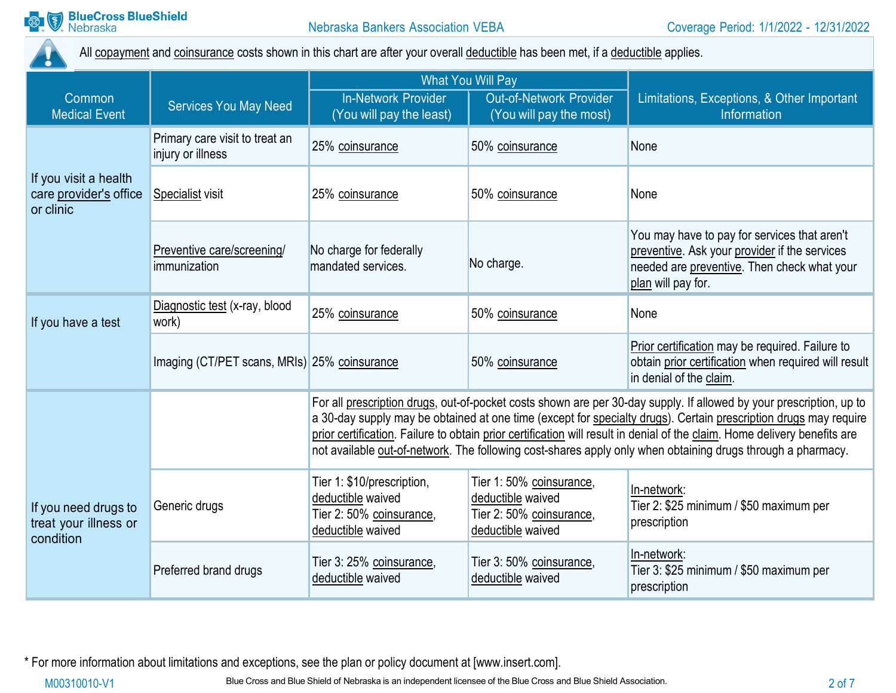All copayment and coinsurance costs shown in this chart are after your overall deductible has been met, if a deductible applies.

| Common Medical Event | Services You May Need | What You Will Pay | | Limitations, Exceptions, & Other Important Information |
|---|---|---|---|---|
| | | In-Network Provider (You will pay the least) | Out-of-Network Provider (You will pay the most) | |
| If you visit a health care provider's office or clinic | Primary care visit to treat an injury or illness | 25% coinsurance | 50% coinsurance | None |
| | Specialist visit | 25% coinsurance | 50% coinsurance | None |
| | Preventive care/screening/ immunization | No charge for federally mandated services. | No charge. | You may have to pay for services that aren't preventive. Ask your provider if the services needed are preventive. Then check what your plan will pay for. |
| If you have a test | Diagnostic test (x-ray, blood work) | 25% coinsurance | 50% coinsurance | None |
| | Imaging (CT/PET scans, MRIs) | 25% coinsurance | 50% coinsurance | Prior certification may be required. Failure to obtain prior certification when required will result in denial of the claim. |
| If you need drugs to treat your illness or condition | | For all prescription drugs, out-of-pocket costs shown are per 30-day supply. If allowed by your prescription, up to a 30-day supply may be obtained at one time (except for specialty drugs). Certain prescription drugs may require prior certification. Failure to obtain prior certification will result in denial of the claim. Home delivery benefits are not available out-of-network. The following cost-shares apply only when obtaining drugs through a pharmacy. | | |
| | Generic drugs | Tier 1: $10/prescription, deductible waived<br>Tier 2: 50% coinsurance, deductible waived | Tier 1: 50% coinsurance, deductible waived<br>Tier 2: 50% coinsurance, deductible waived | In-network:<br>Tier 2: $25 minimum / $50 maximum per prescription |
| | Preferred brand drugs | Tier 3: 25% coinsurance, deductible waived | Tier 3: 50% coinsurance, deductible waived | In-network:<br>Tier 3: $25 minimum / $50 maximum per prescription |

* For more information about limitations and exceptions, see the plan or policy document at [www.insert.com].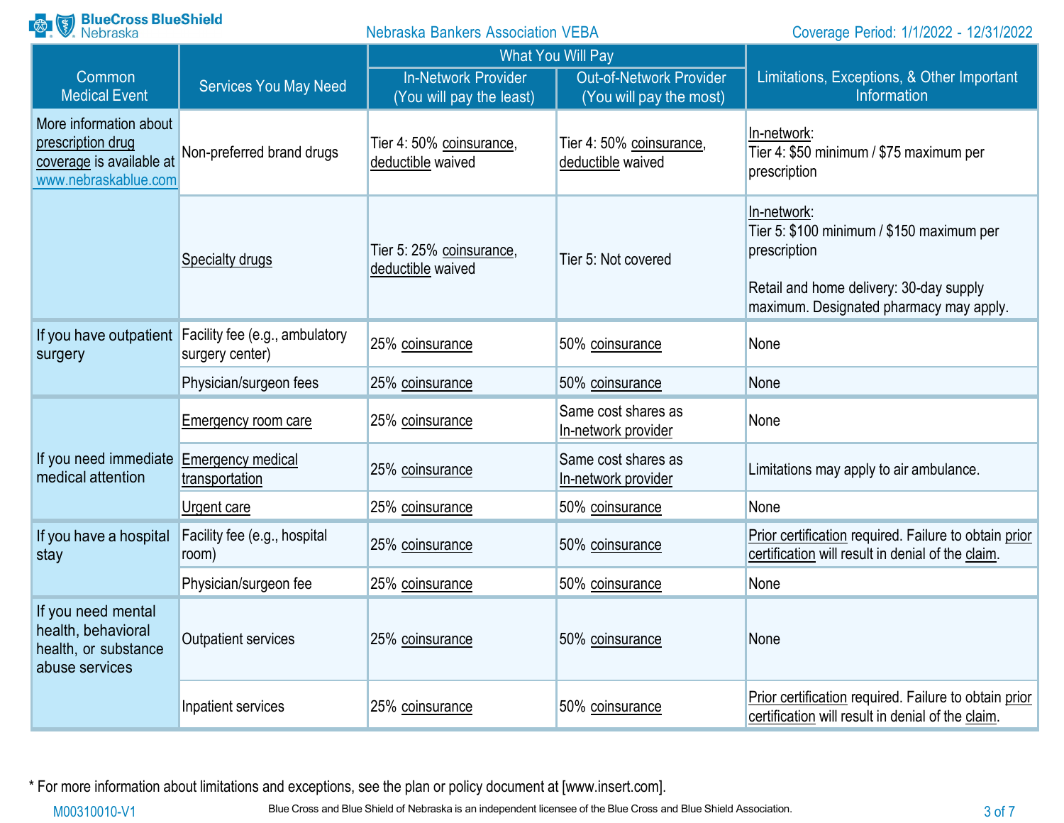| Common Medical Event | Services You May Need | What You Will Pay | | Limitations, Exceptions, & Other Important Information |
|---|---|---|---|---|
| | | In-Network Provider (You will pay the least) | Out-of-Network Provider (You will pay the most) | |
| More information about prescription drug coverage is available at www.nebraskablue.com | Non-preferred brand drugs | Tier 4: 50% coinsurance, deductible waived | Tier 4: 50% coinsurance, deductible waived | In-network: Tier 4: $50 minimum / $75 maximum per prescription |
| | Specialty drugs | Tier 5: 25% coinsurance, deductible waived | Tier 5: Not covered | In-network: Tier 5: $100 minimum / $150 maximum per prescription<br><br>Retail and home delivery: 30-day supply maximum. Designated pharmacy may apply. |
| If you have outpatient surgery | Facility fee (e.g., ambulatory surgery center) | 25% coinsurance | 50% coinsurance | None |
| | Physician/surgeon fees | 25% coinsurance | 50% coinsurance | None |
| If you need immediate medical attention | Emergency room care | 25% coinsurance | Same cost shares as In-network provider | None |
| | Emergency medical transportation | 25% coinsurance | Same cost shares as In-network provider | Limitations may apply to air ambulance. |
| | Urgent care | 25% coinsurance | 50% coinsurance | None |
| If you have a hospital stay | Facility fee (e.g., hospital room) | 25% coinsurance | 50% coinsurance | Prior certification required. Failure to obtain prior certification will result in denial of the claim. |
| | Physician/surgeon fee | 25% coinsurance | 50% coinsurance | None |
| If you need mental health, behavioral health, or substance abuse services | Outpatient services | 25% coinsurance | 50% coinsurance | None |
| | Inpatient services | 25% coinsurance | 50% coinsurance | Prior certification required. Failure to obtain prior certification will result in denial of the claim. |

* For more information about limitations and exceptions, see the plan or policy document at [www.insert.com].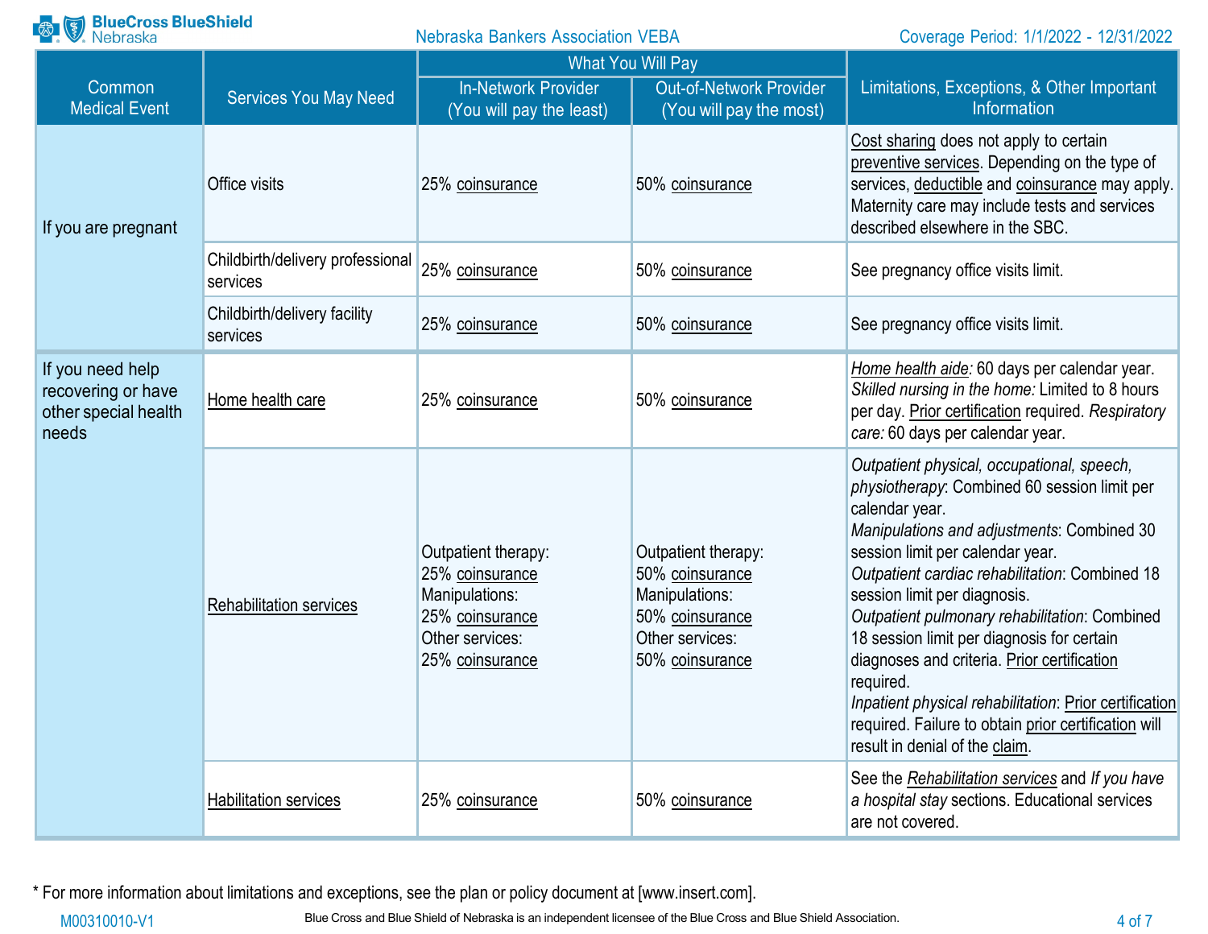| Common Medical Event | Services You May Need | What You Will Pay | | Limitations, Exceptions, & Other Important Information |
|---|---|---|---|---|
| | | In-Network Provider (You will pay the least) | Out-of-Network Provider (You will pay the most) | |
| If you are pregnant | Office visits | 25% coinsurance | 50% coinsurance | Cost sharing does not apply to certain preventive services. Depending on the type of services, deductible and coinsurance may apply. Maternity care may include tests and services described elsewhere in the SBC. |
| | Childbirth/delivery professional services | 25% coinsurance | 50% coinsurance | See pregnancy office visits limit. |
| | Childbirth/delivery facility services | 25% coinsurance | 50% coinsurance | See pregnancy office visits limit. |
| If you need help recovering or have other special health needs | Home health care | 25% coinsurance | 50% coinsurance | *Home health aide:* 60 days per calendar year. *Skilled nursing in the home:* Limited to 8 hours per day. Prior certification required. *Respiratory care:* 60 days per calendar year. |
| | Rehabilitation services | Outpatient therapy: 25% coinsurance<br>Manipulations: 25% coinsurance<br>Other services: 25% coinsurance | Outpatient therapy: 50% coinsurance<br>Manipulations: 50% coinsurance<br>Other services: 50% coinsurance | *Outpatient physical, occupational, speech, physiotherapy*: Combined 60 session limit per calendar year.<br>*Manipulations and adjustments*: Combined 30 session limit per calendar year.<br>*Outpatient cardiac rehabilitation*: Combined 18 session limit per diagnosis.<br>*Outpatient pulmonary rehabilitation*: Combined 18 session limit per diagnosis for certain diagnoses and criteria. Prior certification required.<br>*Inpatient physical rehabilitation*: Prior certification required. Failure to obtain prior certification will result in denial of the claim. |
| | Habilitation services | 25% coinsurance | 50% coinsurance | See the *Rehabilitation services* and *If you have a hospital stay* sections. Educational services are not covered. |

* For more information about limitations and exceptions, see the plan or policy document at [www.insert.com].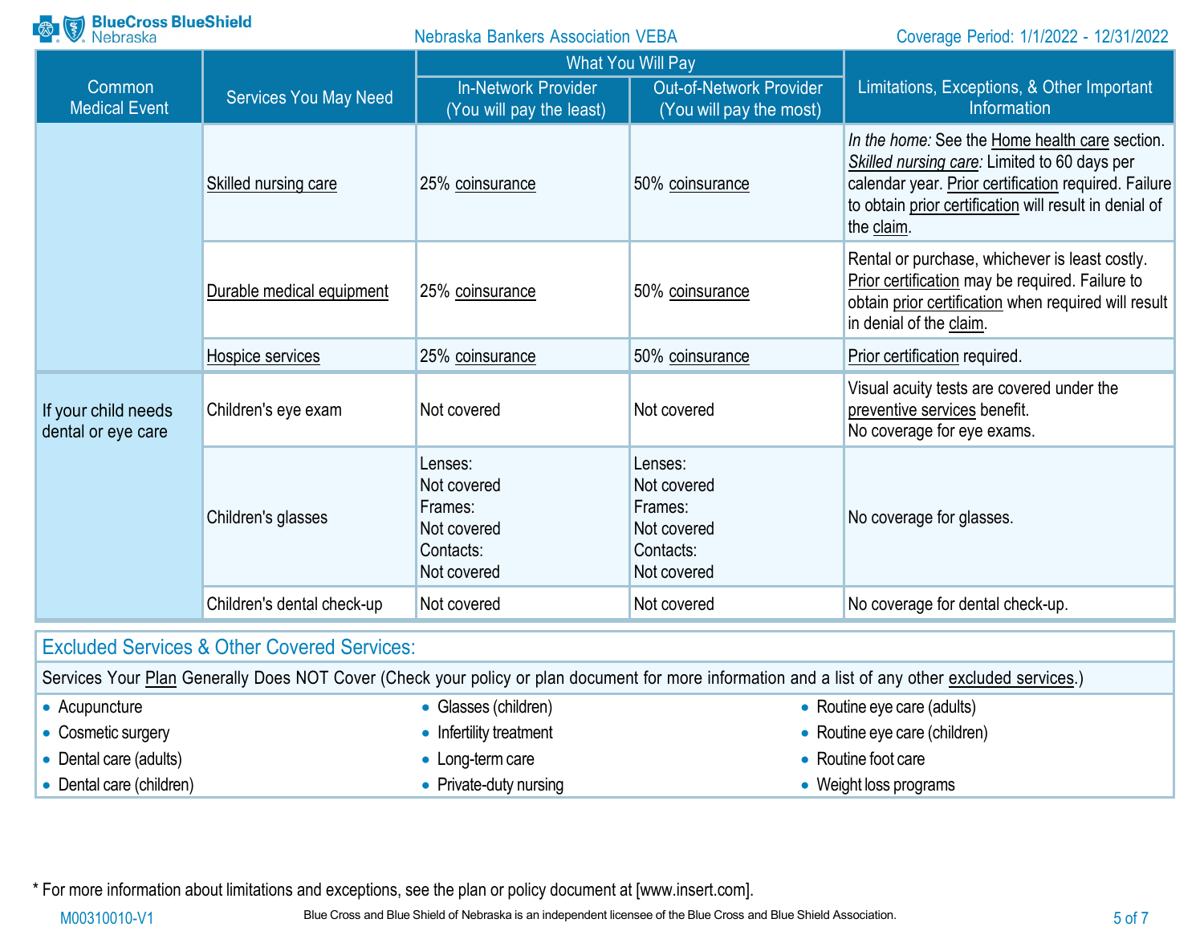| Common Medical Event | Services You May Need | What You Will Pay | | Limitations, Exceptions, & Other Important Information |
|---|---|---|---|---|
| | | In-Network Provider (You will pay the least) | Out-of-Network Provider (You will pay the most) | |
| | Skilled nursing care | 25% coinsurance | 50% coinsurance | *In the home:* See the Home health care section. *Skilled nursing care:* Limited to 60 days per calendar year. Prior certification required. Failure to obtain prior certification will result in denial of the claim. |
| | Durable medical equipment | 25% coinsurance | 50% coinsurance | Rental or purchase, whichever is least costly. Prior certification may be required. Failure to obtain prior certification when required will result in denial of the claim. |
| | Hospice services | 25% coinsurance | 50% coinsurance | Prior certification required. |
| If your child needs dental or eye care | Children's eye exam | Not covered | Not covered | Visual acuity tests are covered under the preventive services benefit. No coverage for eye exams. |
| | Children's glasses | Lenses: Not covered Frames: Not covered Contacts: Not covered | Lenses: Not covered Frames: Not covered Contacts: Not covered | No coverage for glasses. |
| | Children's dental check-up | Not covered | Not covered | No coverage for dental check-up. |

## Excluded Services & Other Covered Services:

**Services Your Plan Generally Does NOT Cover (Check your policy or plan document for more information and a list of any other excluded services.)**

- Acupuncture
- Cosmetic surgery
- Dental care (adults)
- Dental care (children)
- Glasses (children)
- Infertility treatment
- Long-term care
- Private-duty nursing
- Routine eye care (adults)
- Routine eye care (children)
- Routine foot care
- Weight loss programs

* For more information about limitations and exceptions, see the plan or policy document at [www.insert.com].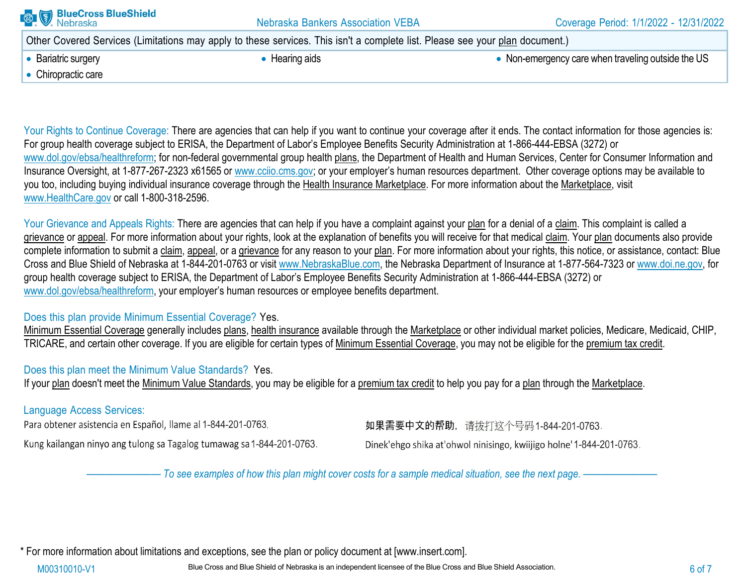| Other Covered Services (Limitations may apply to these services. This isn't a complete list. Please see your plan document.) | | |
|---|---|---|
| • Bariatric surgery<br>• Chiropractic care | • Hearing aids | • Non-emergency care when traveling outside the US |

Your Rights to Continue Coverage: There are agencies that can help if you want to continue your coverage after it ends. The contact information for those agencies is: For group health coverage subject to ERISA, the Department of Labor's Employee Benefits Security Administration at 1-866-444-EBSA (3272) or www.dol.gov/ebsa/healthreform; for non-federal governmental group health plans, the Department of Health and Human Services, Center for Consumer Information and Insurance Oversight, at 1-877-267-2323 x61565 or www.cciio.cms.gov; or your employer's human resources department. Other coverage options may be available to you too, including buying individual insurance coverage through the Health Insurance Marketplace. For more information about the Marketplace, visit www.HealthCare.gov or call 1-800-318-2596.

Your Grievance and Appeals Rights: There are agencies that can help if you have a complaint against your plan for a denial of a claim. This complaint is called a grievance or appeal. For more information about your rights, look at the explanation of benefits you will receive for that medical claim. Your plan documents also provide complete information to submit a claim, appeal, or a grievance for any reason to your plan. For more information about your rights, this notice, or assistance, contact: Blue Cross and Blue Shield of Nebraska at 1-844-201-0763 or visit www.NebraskaBlue.com, the Nebraska Department of Insurance at 1-877-564-7323 or www.doi.ne.gov, for group health coverage subject to ERISA, the Department of Labor's Employee Benefits Security Administration at 1-866-444-EBSA (3272) or www.dol.gov/ebsa/healthreform, your employer's human resources or employee benefits department.

Does this plan provide Minimum Essential Coverage? Yes.
Minimum Essential Coverage generally includes plans, health insurance available through the Marketplace or other individual market policies, Medicare, Medicaid, CHIP, TRICARE, and certain other coverage. If you are eligible for certain types of Minimum Essential Coverage, you may not be eligible for the premium tax credit.

Does this plan meet the Minimum Value Standards? Yes.
If your plan doesn't meet the Minimum Value Standards, you may be eligible for a premium tax credit to help you pay for a plan through the Marketplace.

Language Access Services:

Para obtener asistencia en Español, llame al 1-844-201-0763.

Kung kailangan ninyo ang tulong sa Tagalog tumawag sa 1-844-201-0763.

如果需要中文的帮助，请拨打这个号码1-844-201-0763.

Dinek'ehgo shika at'ohwol ninisingo, kwiijigo holne' 1-844-201-0763.

*——————— To see examples of how this plan might cover costs for a sample medical situation, see the next page. ———————*

* For more information about limitations and exceptions, see the plan or policy document at [www.insert.com].

M00310010-V1 Blue Cross and Blue Shield of Nebraska is an independent licensee of the Blue Cross and Blue Shield Association.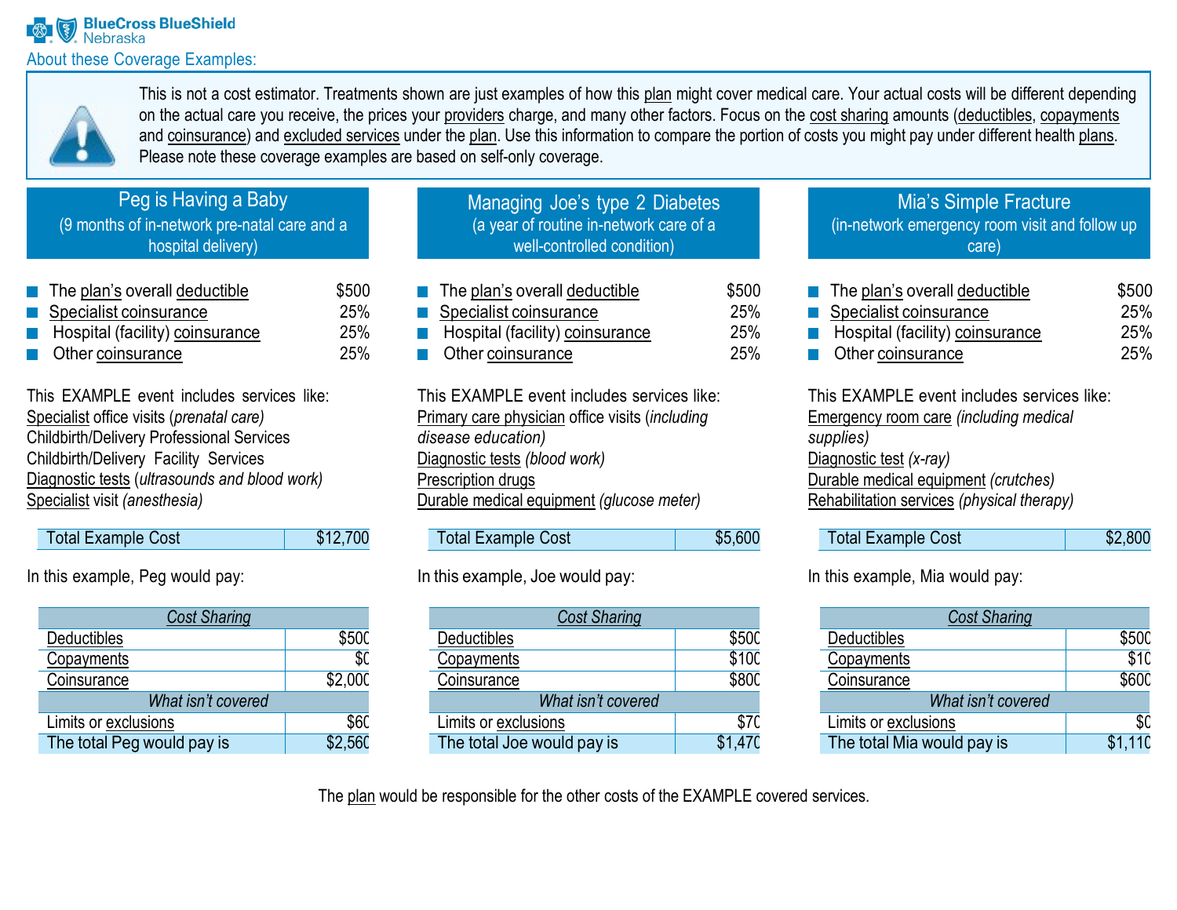BlueCross BlueShield Nebraska

## About these Coverage Examples:

This is not a cost estimator. Treatments shown are just examples of how this plan might cover medical care. Your actual costs will be different depending on the actual care you receive, the prices your providers charge, and many other factors. Focus on the cost sharing amounts (deductibles, copayments and coinsurance) and excluded services under the plan. Use this information to compare the portion of costs you might pay under different health plans. Please note these coverage examples are based on self-only coverage.

## Peg is Having a Baby

(9 months of in-network pre-natal care and a hospital delivery)

- The plan's overall deductible $500
- Specialist coinsurance 25%
- Hospital (facility) coinsurance 25%
- Other coinsurance 25%

This EXAMPLE event includes services like:
Specialist office visits (*prenatal care)*
Childbirth/Delivery Professional Services
Childbirth/Delivery Facility Services
Diagnostic tests (*ultrasounds and blood work)*
Specialist visit *(anesthesia)*

| Total Example Cost | $12,700 |
|---|---|

In this example, Peg would pay:

| *Cost Sharing* | |
|---|---|
| Deductibles | $500 |
| Copayments | $0 |
| Coinsurance | $2,000 |
| *What isn't covered* | |
| Limits or exclusions | $60 |
| The total Peg would pay is | $2,560 |

## Managing Joe's type 2 Diabetes

(a year of routine in-network care of a well-controlled condition)

- The plan's overall deductible $500
- Specialist coinsurance 25%
- Hospital (facility) coinsurance 25%
- Other coinsurance 25%

This EXAMPLE event includes services like:
Primary care physician office visits (*including disease education)*
Diagnostic tests *(blood work)*
Prescription drugs
Durable medical equipment *(glucose meter)*

| Total Example Cost | $5,600 |
|---|---|

In this example, Joe would pay:

| *Cost Sharing* | |
|---|---|
| Deductibles | $500 |
| Copayments | $100 |
| Coinsurance | $800 |
| *What isn't covered* | |
| Limits or exclusions | $70 |
| The total Joe would pay is | $1,470 |

## Mia's Simple Fracture

(in-network emergency room visit and follow up care)

- The plan's overall deductible $500
- Specialist coinsurance 25%
- Hospital (facility) coinsurance 25%
- Other coinsurance 25%

This EXAMPLE event includes services like:
Emergency room care *(including medical supplies)*
Diagnostic test *(x-ray)*
Durable medical equipment *(crutches)*
Rehabilitation services *(physical therapy)*

| Total Example Cost | $2,800 |
|---|---|

In this example, Mia would pay:

| *Cost Sharing* | |
|---|---|
| Deductibles | $500 |
| Copayments | $10 |
| Coinsurance | $600 |
| *What isn't covered* | |
| Limits or exclusions | $0 |
| The total Mia would pay is | $1,110 |

The plan would be responsible for the other costs of the EXAMPLE covered services.